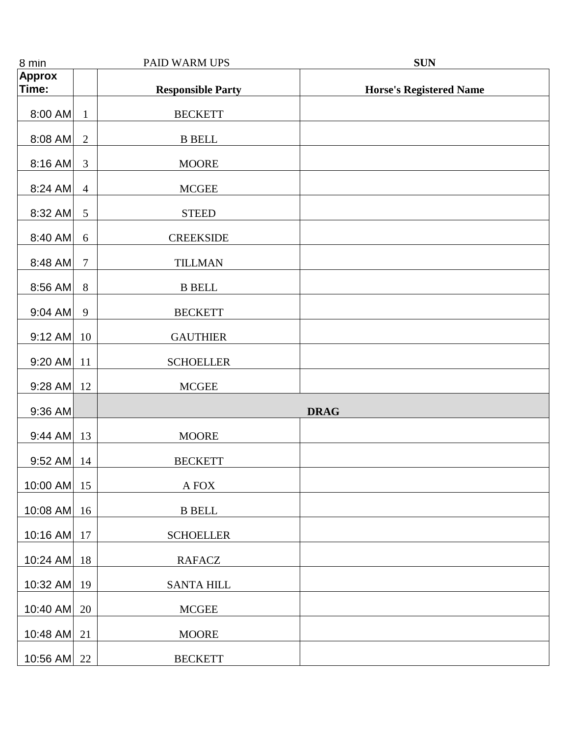8 min PAID WARM UPS **SUN**

| Approx Time: | | Responsible Party | Horse's Registered Name |
|---|---|---|---|
| 8:00 AM | 1 | BECKETT | |
| 8:08 AM | 2 | B BELL | |
| 8:16 AM | 3 | MOORE | |
| 8:24 AM | 4 | MCGEE | |
| 8:32 AM | 5 | STEED | |
| 8:40 AM | 6 | CREEKSIDE | |
| 8:48 AM | 7 | TILLMAN | |
| 8:56 AM | 8 | B BELL | |
| 9:04 AM | 9 | BECKETT | |
| 9:12 AM | 10 | GAUTHIER | |
| 9:20 AM | 11 | SCHOELLER | |
| 9:28 AM | 12 | MCGEE | |
| 9:36 AM | | **DRAG** | |
| 9:44 AM | 13 | MOORE | |
| 9:52 AM | 14 | BECKETT | |
| 10:00 AM | 15 | A FOX | |
| 10:08 AM | 16 | B BELL | |
| 10:16 AM | 17 | SCHOELLER | |
| 10:24 AM | 18 | RAFACZ | |
| 10:32 AM | 19 | SANTA HILL | |
| 10:40 AM | 20 | MCGEE | |
| 10:48 AM | 21 | MOORE | |
| 10:56 AM | 22 | BECKETT | |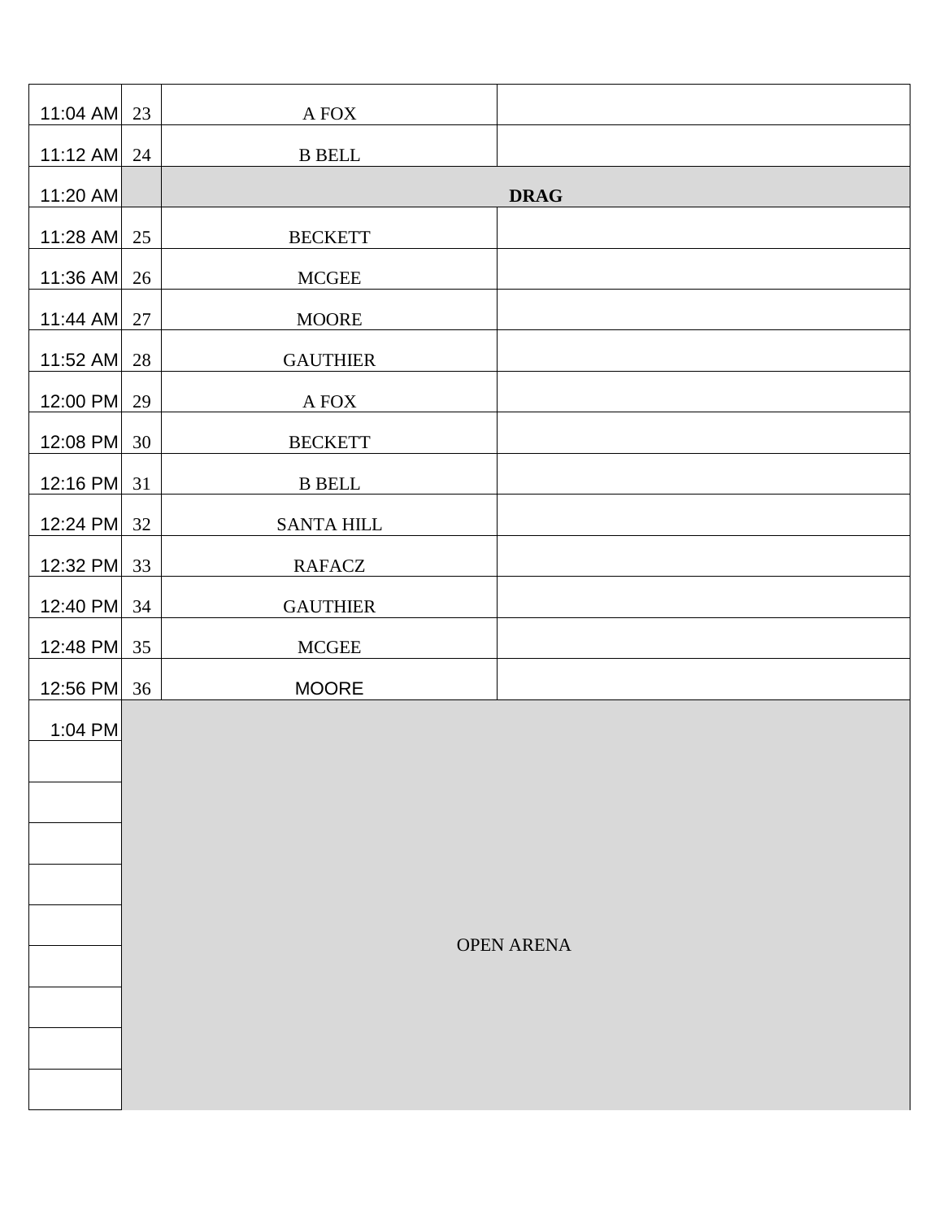| | | | |
|---|---|---|---|
| 11:04 AM | 23 | A FOX | |
| 11:12 AM | 24 | B BELL | |
| 11:20 AM | | **DRAG** | |
| 11:28 AM | 25 | BECKETT | |
| 11:36 AM | 26 | MCGEE | |
| 11:44 AM | 27 | MOORE | |
| 11:52 AM | 28 | GAUTHIER | |
| 12:00 PM | 29 | A FOX | |
| 12:08 PM | 30 | BECKETT | |
| 12:16 PM | 31 | B BELL | |
| 12:24 PM | 32 | SANTA HILL | |
| 12:32 PM | 33 | RAFACZ | |
| 12:40 PM | 34 | GAUTHIER | |
| 12:48 PM | 35 | MCGEE | |
| 12:56 PM | 36 | MOORE | |
| 1:04 PM | | OPEN ARENA | |
| | | | |
| | | | |
| | | | |
| | | | |
| | | | |
| | | | |
| | | | |
| | | | |
| | | | |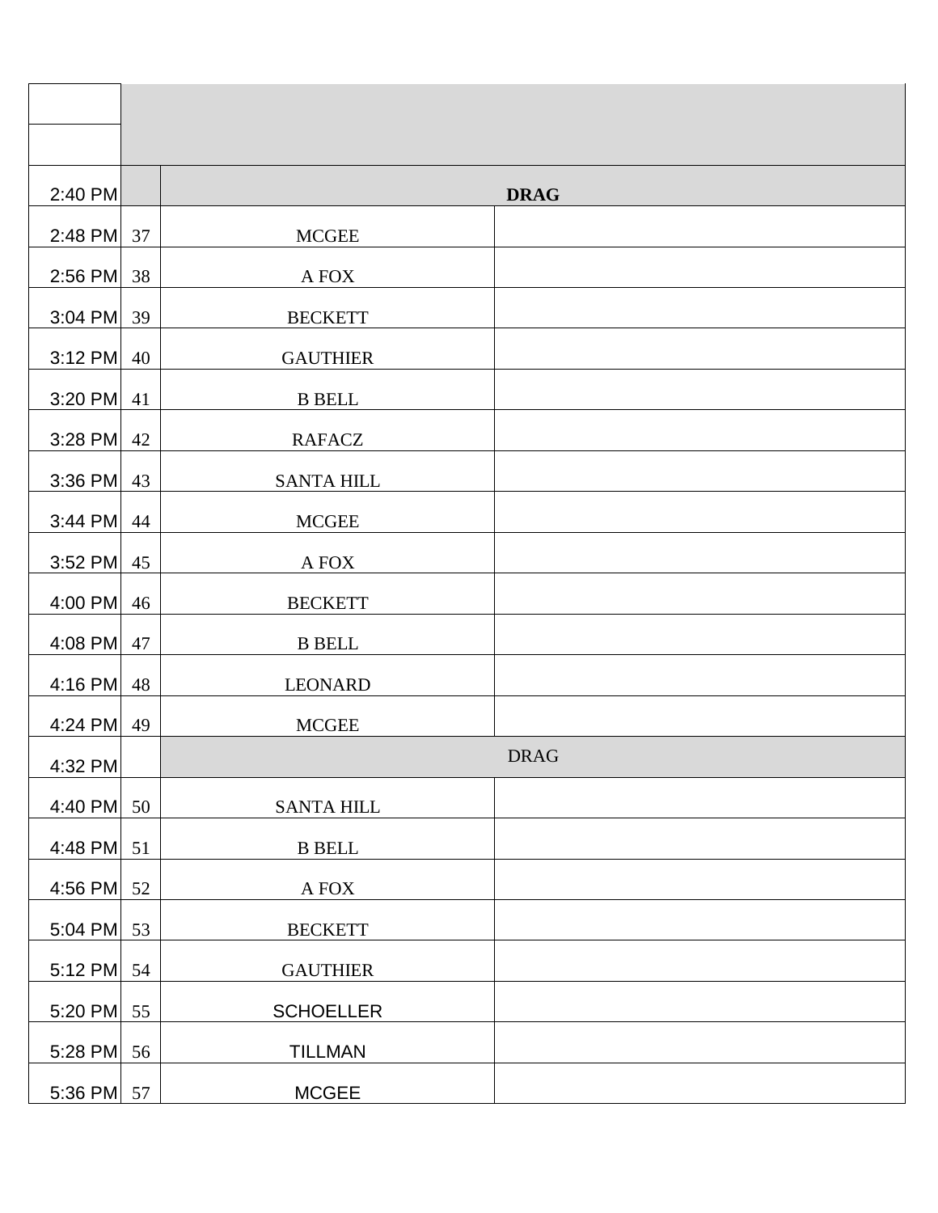| | | | |
|---|---|---|---|
| | | | |
| 2:40 PM | | **DRAG** | |
| 2:48 PM | 37 | MCGEE | |
| 2:56 PM | 38 | A FOX | |
| 3:04 PM | 39 | BECKETT | |
| 3:12 PM | 40 | GAUTHIER | |
| 3:20 PM | 41 | B BELL | |
| 3:28 PM | 42 | RAFACZ | |
| 3:36 PM | 43 | SANTA HILL | |
| 3:44 PM | 44 | MCGEE | |
| 3:52 PM | 45 | A FOX | |
| 4:00 PM | 46 | BECKETT | |
| 4:08 PM | 47 | B BELL | |
| 4:16 PM | 48 | LEONARD | |
| 4:24 PM | 49 | MCGEE | |
| 4:32 PM | | DRAG | |
| 4:40 PM | 50 | SANTA HILL | |
| 4:48 PM | 51 | B BELL | |
| 4:56 PM | 52 | A FOX | |
| 5:04 PM | 53 | BECKETT | |
| 5:12 PM | 54 | GAUTHIER | |
| 5:20 PM | 55 | SCHOELLER | |
| 5:28 PM | 56 | TILLMAN | |
| 5:36 PM | 57 | MCGEE | |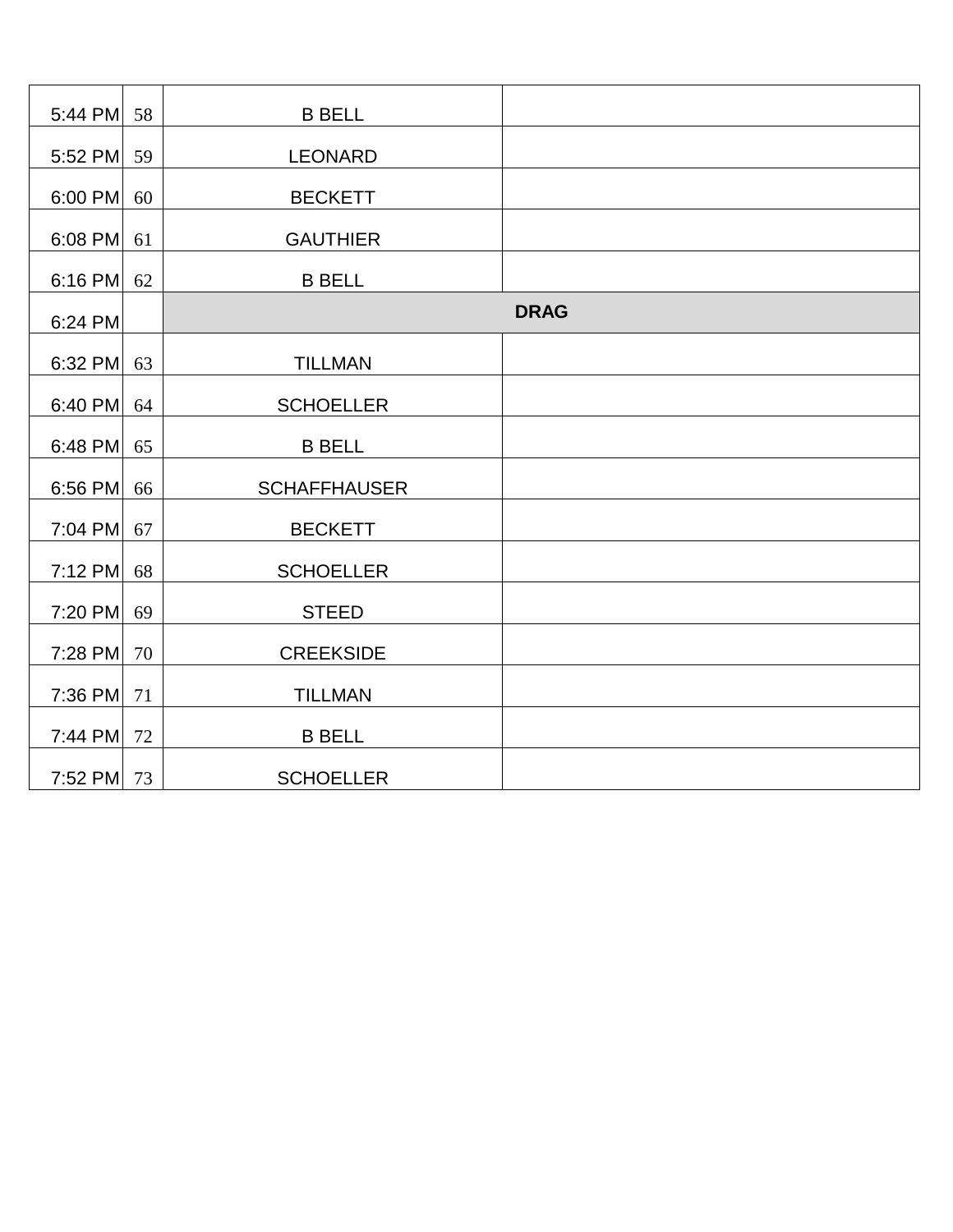| | | | |
|---|---|---|---|
| 5:44 PM | 58 | B BELL | |
| 5:52 PM | 59 | LEONARD | |
| 6:00 PM | 60 | BECKETT | |
| 6:08 PM | 61 | GAUTHIER | |
| 6:16 PM | 62 | B BELL | |
| 6:24 PM | | **DRAG** | |
| 6:32 PM | 63 | TILLMAN | |
| 6:40 PM | 64 | SCHOELLER | |
| 6:48 PM | 65 | B BELL | |
| 6:56 PM | 66 | SCHAFFHAUSER | |
| 7:04 PM | 67 | BECKETT | |
| 7:12 PM | 68 | SCHOELLER | |
| 7:20 PM | 69 | STEED | |
| 7:28 PM | 70 | CREEKSIDE | |
| 7:36 PM | 71 | TILLMAN | |
| 7:44 PM | 72 | B BELL | |
| 7:52 PM | 73 | SCHOELLER | |